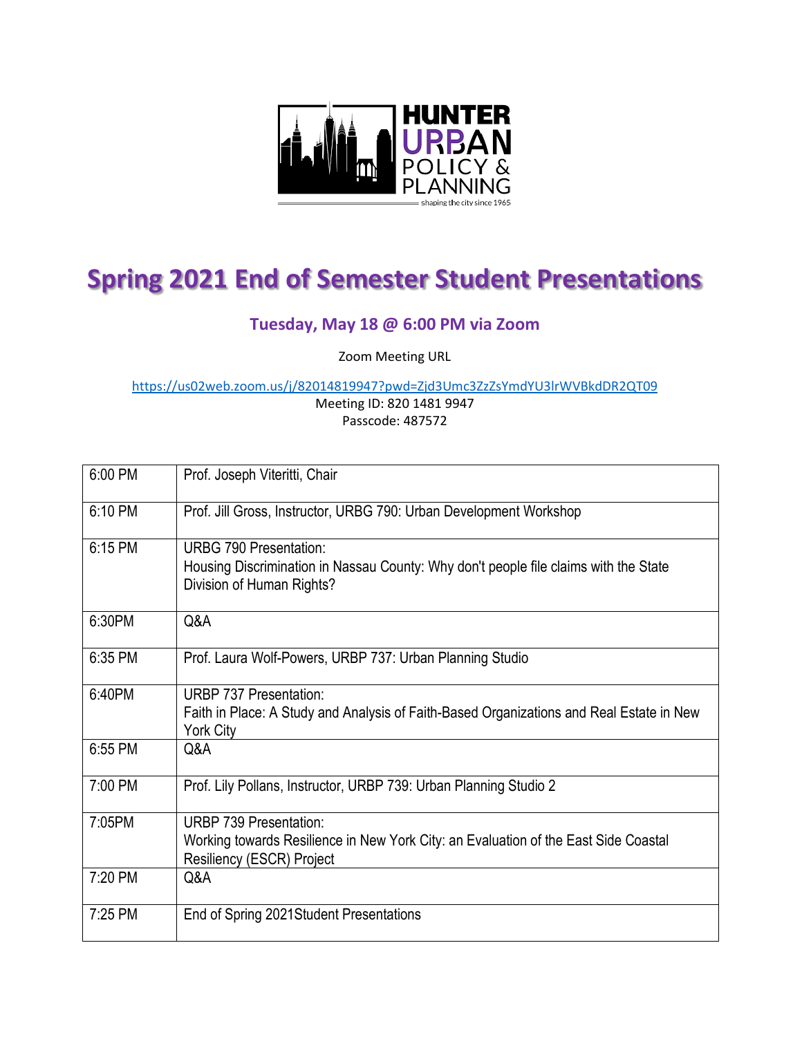HUNTER URBAN POLICY & PLANNING

shaping the city since 1965

# Spring 2021 End of Semester Student Presentations

### Tuesday, May 18 @ 6:00 PM via Zoom

Zoom Meeting URL

https://us02web.zoom.us/j/82014819947?pwd=Zjd3Umc3ZzZsYmdYU3lrWVBkdDR2QT09
Meeting ID: 820 1481 9947
Passcode: 487572

| | |
|---|---|
| 6:00 PM | Prof. Joseph Viteritti, Chair |
| 6:10 PM | Prof. Jill Gross, Instructor, URBG 790: Urban Development Workshop |
| 6:15 PM | URBG 790 Presentation:<br>Housing Discrimination in Nassau County: Why don't people file claims with the State Division of Human Rights? |
| 6:30PM | Q&A |
| 6:35 PM | Prof. Laura Wolf-Powers, URBP 737: Urban Planning Studio |
| 6:40PM | URBP 737 Presentation:<br>Faith in Place: A Study and Analysis of Faith-Based Organizations and Real Estate in New York City |
| 6:55 PM | Q&A |
| 7:00 PM | Prof. Lily Pollans, Instructor, URBP 739: Urban Planning Studio 2 |
| 7:05PM | URBP 739 Presentation:<br>Working towards Resilience in New York City: an Evaluation of the East Side Coastal Resiliency (ESCR) Project |
| 7:20 PM | Q&A |
| 7:25 PM | End of Spring 2021Student Presentations |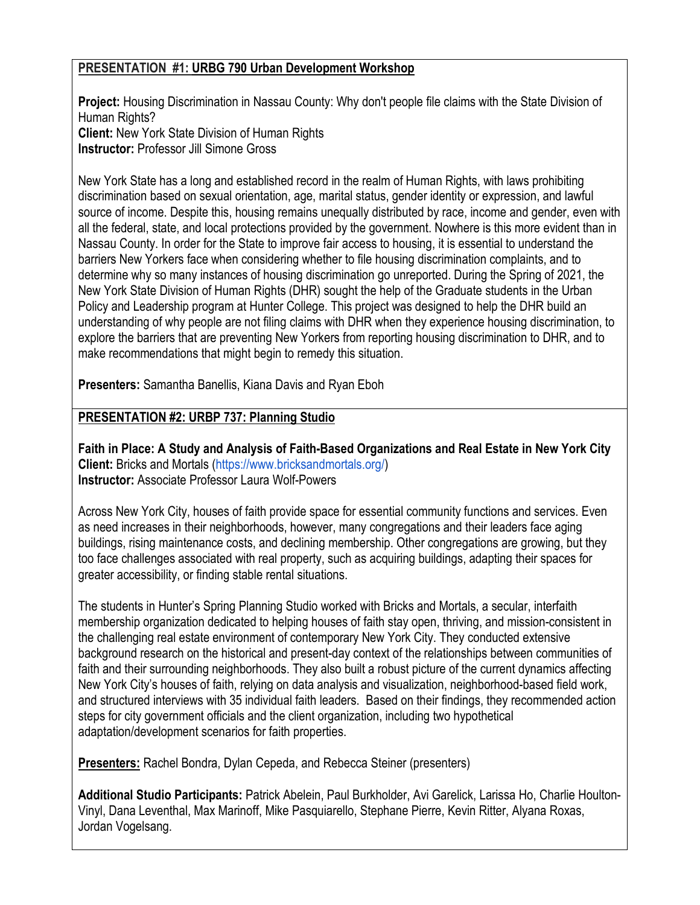**PRESENTATION #1: URBG 790 Urban Development Workshop**

**Project:** Housing Discrimination in Nassau County: Why don't people file claims with the State Division of Human Rights?
**Client:** New York State Division of Human Rights
**Instructor:** Professor Jill Simone Gross

New York State has a long and established record in the realm of Human Rights, with laws prohibiting discrimination based on sexual orientation, age, marital status, gender identity or expression, and lawful source of income. Despite this, housing remains unequally distributed by race, income and gender, even with all the federal, state, and local protections provided by the government. Nowhere is this more evident than in Nassau County. In order for the State to improve fair access to housing, it is essential to understand the barriers New Yorkers face when considering whether to file housing discrimination complaints, and to determine why so many instances of housing discrimination go unreported. During the Spring of 2021, the New York State Division of Human Rights (DHR) sought the help of the Graduate students in the Urban Policy and Leadership program at Hunter College. This project was designed to help the DHR build an understanding of why people are not filing claims with DHR when they experience housing discrimination, to explore the barriers that are preventing New Yorkers from reporting housing discrimination to DHR, and to make recommendations that might begin to remedy this situation.

**Presenters:** Samantha Banellis, Kiana Davis and Ryan Eboh

**PRESENTATION #2: URBP 737: Planning Studio**

**Faith in Place: A Study and Analysis of Faith-Based Organizations and Real Estate in New York City**
**Client:** Bricks and Mortals (https://www.bricksandmortals.org/)
**Instructor:** Associate Professor Laura Wolf-Powers

Across New York City, houses of faith provide space for essential community functions and services. Even as need increases in their neighborhoods, however, many congregations and their leaders face aging buildings, rising maintenance costs, and declining membership. Other congregations are growing, but they too face challenges associated with real property, such as acquiring buildings, adapting their spaces for greater accessibility, or finding stable rental situations.

The students in Hunter's Spring Planning Studio worked with Bricks and Mortals, a secular, interfaith membership organization dedicated to helping houses of faith stay open, thriving, and mission-consistent in the challenging real estate environment of contemporary New York City. They conducted extensive background research on the historical and present-day context of the relationships between communities of faith and their surrounding neighborhoods. They also built a robust picture of the current dynamics affecting New York City's houses of faith, relying on data analysis and visualization, neighborhood-based field work, and structured interviews with 35 individual faith leaders. Based on their findings, they recommended action steps for city government officials and the client organization, including two hypothetical adaptation/development scenarios for faith properties.

**Presenters:** Rachel Bondra, Dylan Cepeda, and Rebecca Steiner (presenters)

**Additional Studio Participants:** Patrick Abelein, Paul Burkholder, Avi Garelick, Larissa Ho, Charlie Houlton-Vinyl, Dana Leventhal, Max Marinoff, Mike Pasquiarello, Stephane Pierre, Kevin Ritter, Alyana Roxas, Jordan Vogelsang.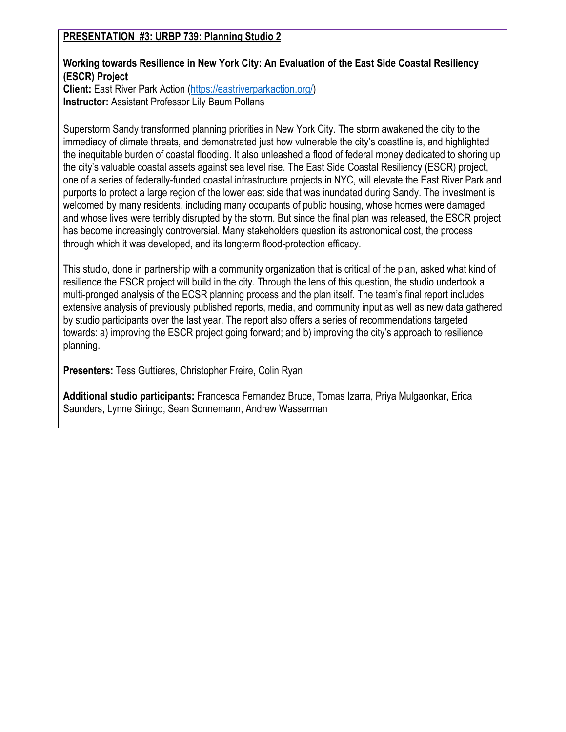**PRESENTATION #3: URBP 739: Planning Studio 2**

**Working towards Resilience in New York City: An Evaluation of the East Side Coastal Resiliency (ESCR) Project**
**Client:** East River Park Action (https://eastriverparkaction.org/)
**Instructor:** Assistant Professor Lily Baum Pollans

Superstorm Sandy transformed planning priorities in New York City. The storm awakened the city to the immediacy of climate threats, and demonstrated just how vulnerable the city's coastline is, and highlighted the inequitable burden of coastal flooding. It also unleashed a flood of federal money dedicated to shoring up the city's valuable coastal assets against sea level rise. The East Side Coastal Resiliency (ESCR) project, one of a series of federally-funded coastal infrastructure projects in NYC, will elevate the East River Park and purports to protect a large region of the lower east side that was inundated during Sandy. The investment is welcomed by many residents, including many occupants of public housing, whose homes were damaged and whose lives were terribly disrupted by the storm. But since the final plan was released, the ESCR project has become increasingly controversial. Many stakeholders question its astronomical cost, the process through which it was developed, and its longterm flood-protection efficacy.

This studio, done in partnership with a community organization that is critical of the plan, asked what kind of resilience the ESCR project will build in the city. Through the lens of this question, the studio undertook a multi-pronged analysis of the ECSR planning process and the plan itself. The team's final report includes extensive analysis of previously published reports, media, and community input as well as new data gathered by studio participants over the last year. The report also offers a series of recommendations targeted towards: a) improving the ESCR project going forward; and b) improving the city's approach to resilience planning.

**Presenters:** Tess Guttieres, Christopher Freire, Colin Ryan

**Additional studio participants:** Francesca Fernandez Bruce, Tomas Izarra, Priya Mulgaonkar, Erica Saunders, Lynne Siringo, Sean Sonnemann, Andrew Wasserman